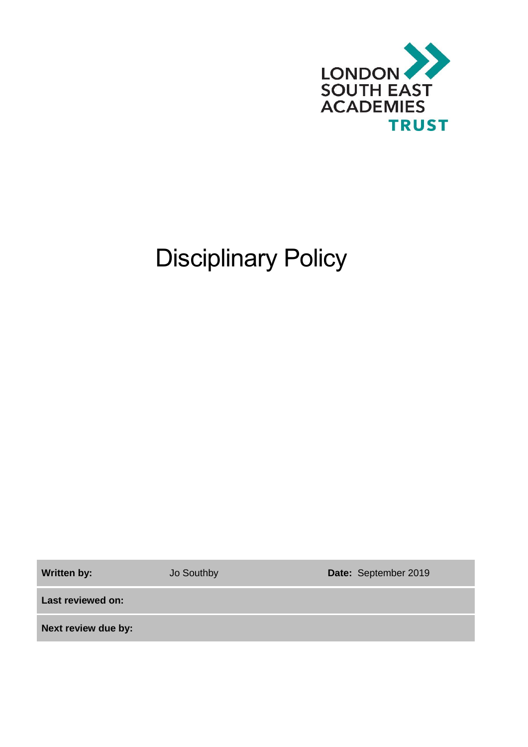LONDON SOUTH EAST ACADEMIES TRUST

# Disciplinary Policy

| Written by: | Jo Southby | Date: September 2019 |
| --- | --- | --- |
| Last reviewed on: | | |
| Next review due by: | | |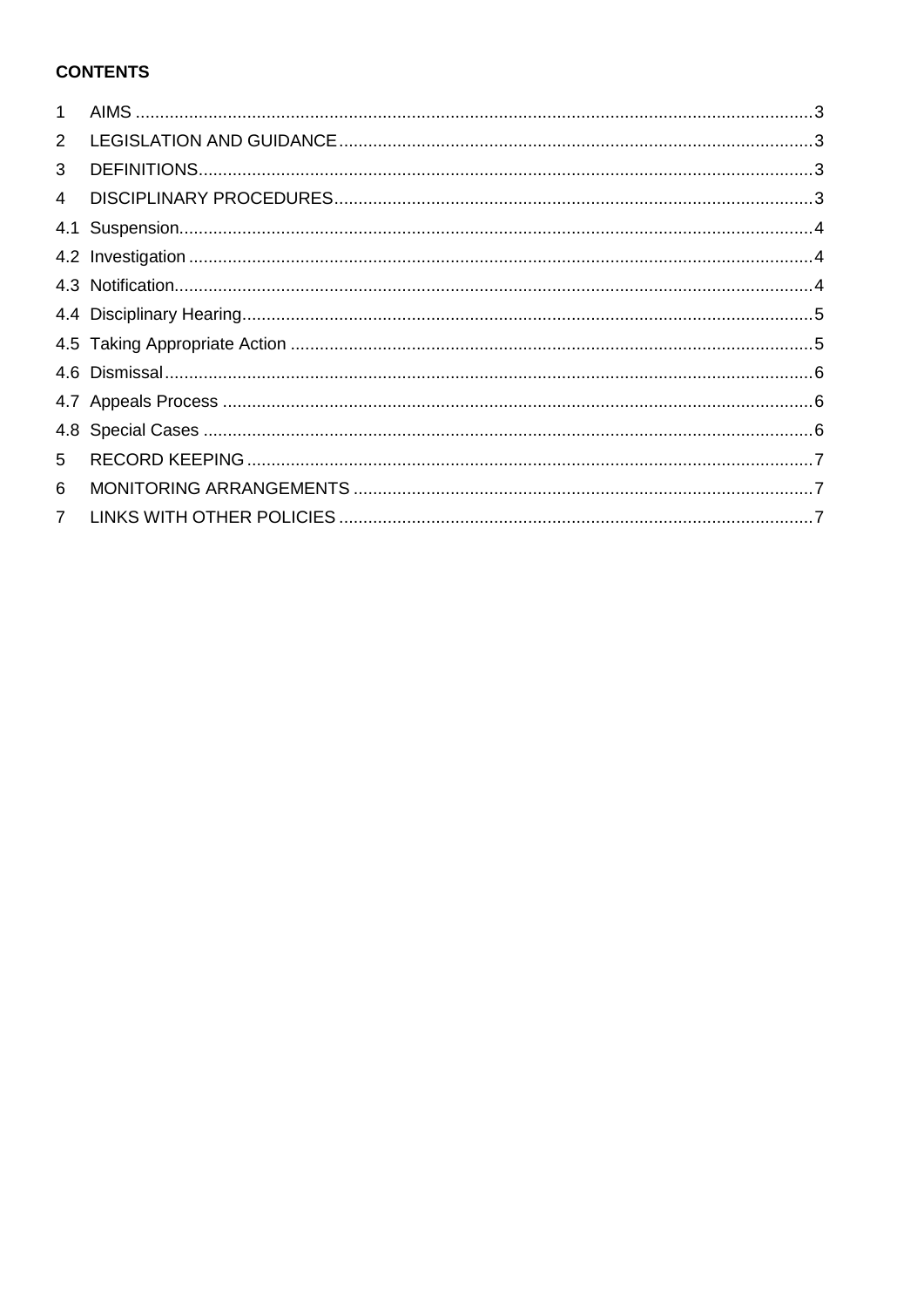**CONTENTS**

1 AIMS ........................................................................................................................................3
2 LEGISLATION AND GUIDANCE ...............................................................................................3
3 DEFINITIONS............................................................................................................................3
4 DISCIPLINARY PROCEDURES.................................................................................................3
4.1 Suspension...............................................................................................................................4
4.2 Investigation .............................................................................................................................4
4.3 Notification................................................................................................................................4
4.4 Disciplinary Hearing..................................................................................................................5
4.5 Taking Appropriate Action ........................................................................................................5
4.6 Dismissal..................................................................................................................................6
4.7 Appeals Process ......................................................................................................................6
4.8 Special Cases ..........................................................................................................................6
5 RECORD KEEPING...................................................................................................................7
6 MONITORING ARRANGEMENTS .............................................................................................7
7 LINKS WITH OTHER POLICIES ................................................................................................7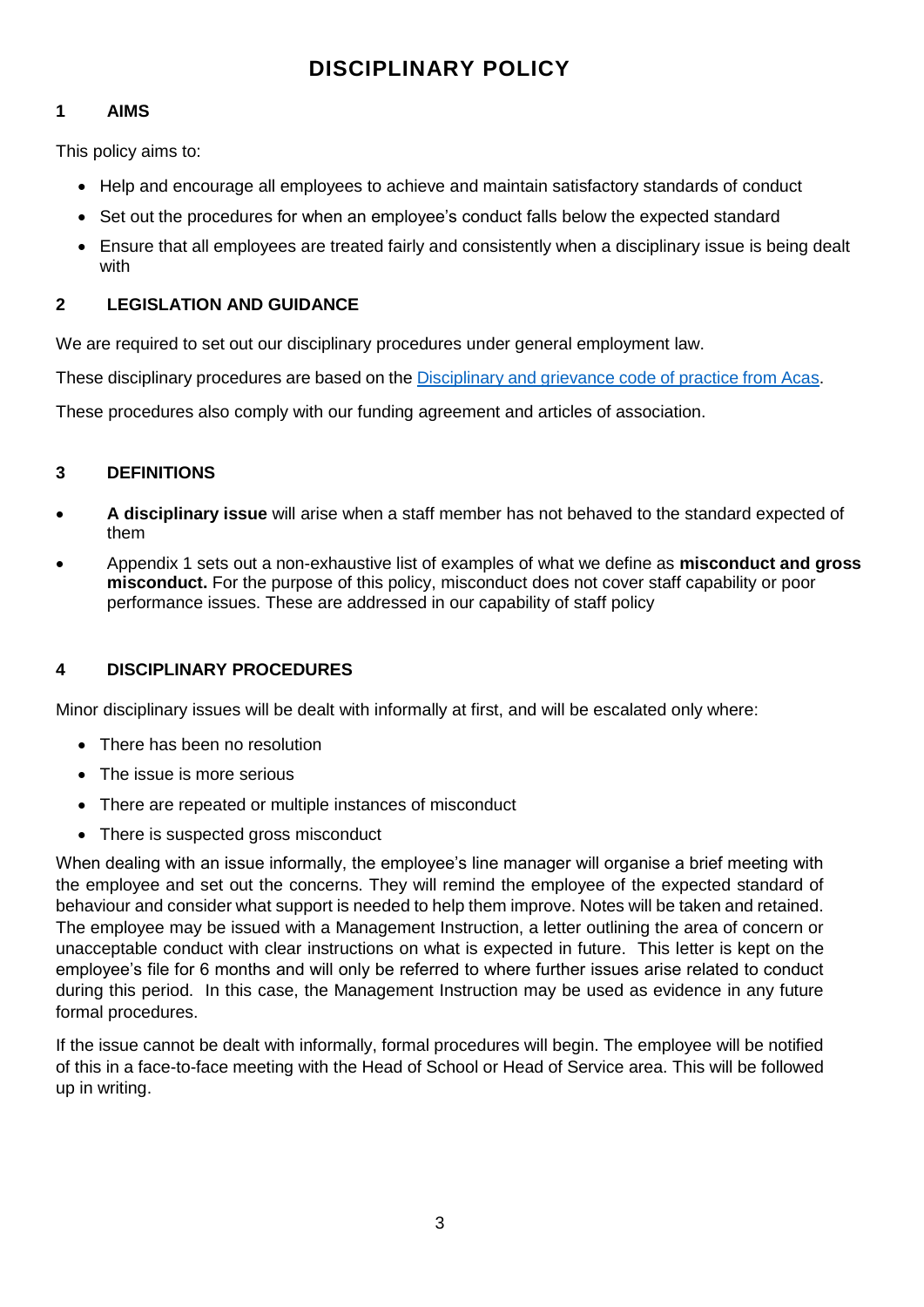# DISCIPLINARY POLICY

## 1 AIMS

This policy aims to:

- Help and encourage all employees to achieve and maintain satisfactory standards of conduct
- Set out the procedures for when an employee's conduct falls below the expected standard
- Ensure that all employees are treated fairly and consistently when a disciplinary issue is being dealt with

## 2 LEGISLATION AND GUIDANCE

We are required to set out our disciplinary procedures under general employment law.

These disciplinary procedures are based on the [Disciplinary and grievance code of practice from Acas](Disciplinary and grievance code of practice from Acas).

These procedures also comply with our funding agreement and articles of association.

## 3 DEFINITIONS

- **A disciplinary issue** will arise when a staff member has not behaved to the standard expected of them
- Appendix 1 sets out a non-exhaustive list of examples of what we define as **misconduct and gross misconduct.** For the purpose of this policy, misconduct does not cover staff capability or poor performance issues. These are addressed in our capability of staff policy

## 4 DISCIPLINARY PROCEDURES

Minor disciplinary issues will be dealt with informally at first, and will be escalated only where:

- There has been no resolution
- The issue is more serious
- There are repeated or multiple instances of misconduct
- There is suspected gross misconduct

When dealing with an issue informally, the employee's line manager will organise a brief meeting with the employee and set out the concerns. They will remind the employee of the expected standard of behaviour and consider what support is needed to help them improve. Notes will be taken and retained. The employee may be issued with a Management Instruction, a letter outlining the area of concern or unacceptable conduct with clear instructions on what is expected in future. This letter is kept on the employee's file for 6 months and will only be referred to where further issues arise related to conduct during this period. In this case, the Management Instruction may be used as evidence in any future formal procedures.

If the issue cannot be dealt with informally, formal procedures will begin. The employee will be notified of this in a face-to-face meeting with the Head of School or Head of Service area. This will be followed up in writing.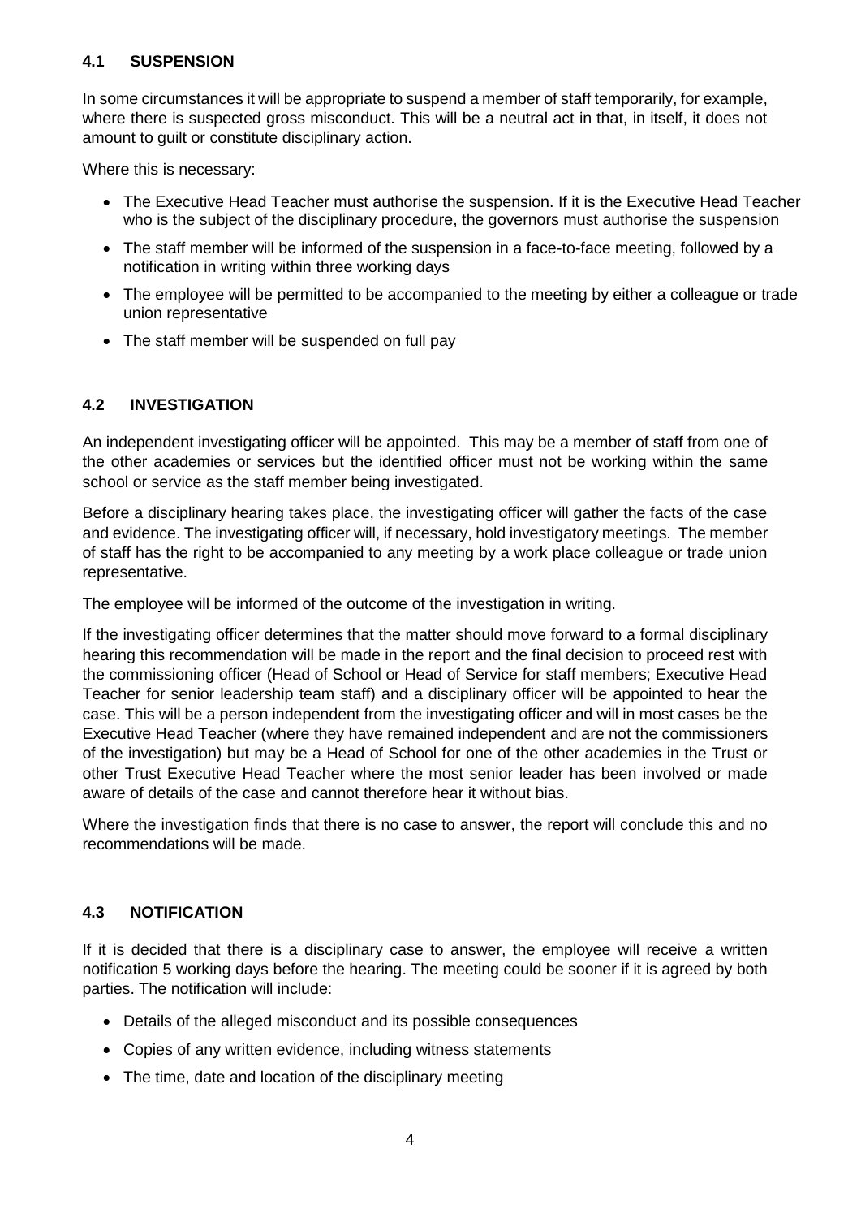### 4.1 SUSPENSION

In some circumstances it will be appropriate to suspend a member of staff temporarily, for example, where there is suspected gross misconduct. This will be a neutral act in that, in itself, it does not amount to guilt or constitute disciplinary action.

Where this is necessary:

- The Executive Head Teacher must authorise the suspension. If it is the Executive Head Teacher who is the subject of the disciplinary procedure, the governors must authorise the suspension
- The staff member will be informed of the suspension in a face-to-face meeting, followed by a notification in writing within three working days
- The employee will be permitted to be accompanied to the meeting by either a colleague or trade union representative
- The staff member will be suspended on full pay

### 4.2 INVESTIGATION

An independent investigating officer will be appointed. This may be a member of staff from one of the other academies or services but the identified officer must not be working within the same school or service as the staff member being investigated.

Before a disciplinary hearing takes place, the investigating officer will gather the facts of the case and evidence. The investigating officer will, if necessary, hold investigatory meetings. The member of staff has the right to be accompanied to any meeting by a work place colleague or trade union representative.

The employee will be informed of the outcome of the investigation in writing.

If the investigating officer determines that the matter should move forward to a formal disciplinary hearing this recommendation will be made in the report and the final decision to proceed rest with the commissioning officer (Head of School or Head of Service for staff members; Executive Head Teacher for senior leadership team staff) and a disciplinary officer will be appointed to hear the case. This will be a person independent from the investigating officer and will in most cases be the Executive Head Teacher (where they have remained independent and are not the commissioners of the investigation) but may be a Head of School for one of the other academies in the Trust or other Trust Executive Head Teacher where the most senior leader has been involved or made aware of details of the case and cannot therefore hear it without bias.

Where the investigation finds that there is no case to answer, the report will conclude this and no recommendations will be made.

### 4.3 NOTIFICATION

If it is decided that there is a disciplinary case to answer, the employee will receive a written notification 5 working days before the hearing. The meeting could be sooner if it is agreed by both parties. The notification will include:

- Details of the alleged misconduct and its possible consequences
- Copies of any written evidence, including witness statements
- The time, date and location of the disciplinary meeting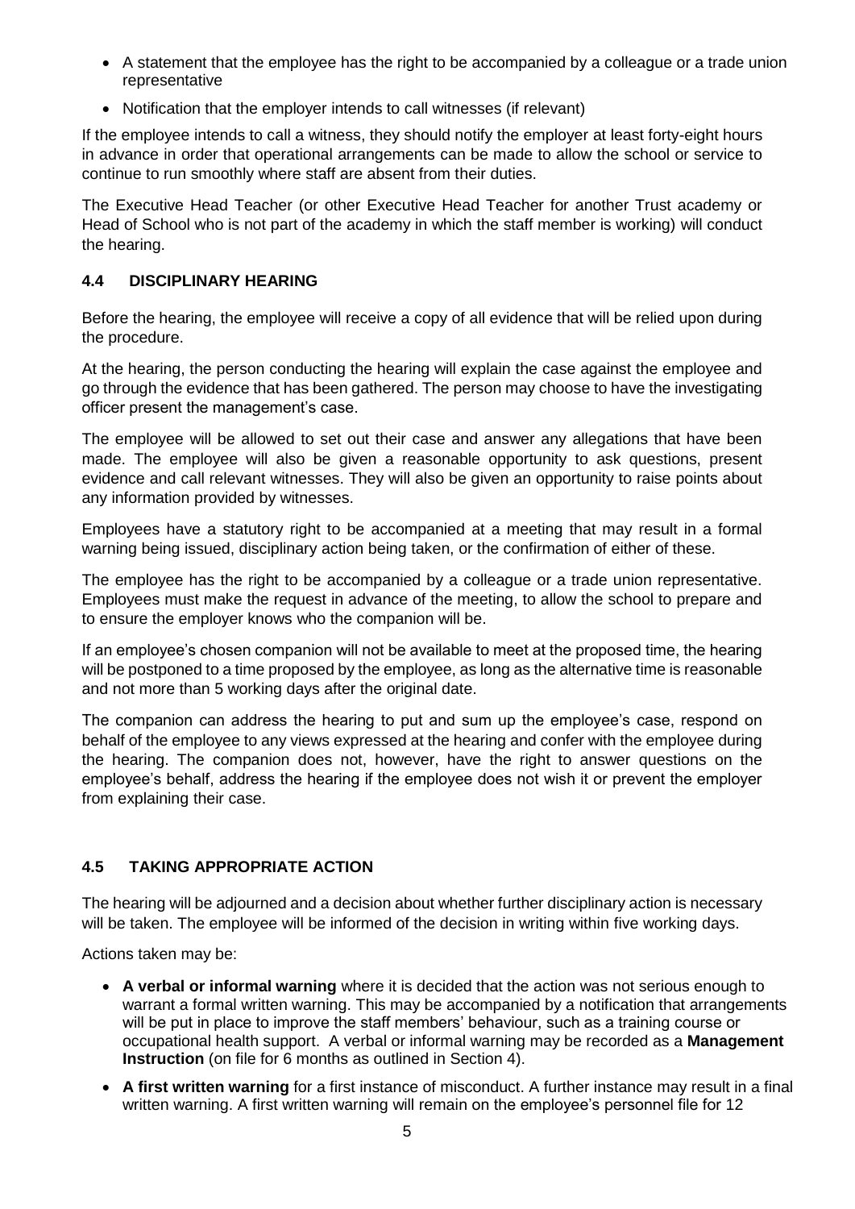- A statement that the employee has the right to be accompanied by a colleague or a trade union representative
- Notification that the employer intends to call witnesses (if relevant)

If the employee intends to call a witness, they should notify the employer at least forty-eight hours in advance in order that operational arrangements can be made to allow the school or service to continue to run smoothly where staff are absent from their duties.

The Executive Head Teacher (or other Executive Head Teacher for another Trust academy or Head of School who is not part of the academy in which the staff member is working) will conduct the hearing.

### 4.4 DISCIPLINARY HEARING

Before the hearing, the employee will receive a copy of all evidence that will be relied upon during the procedure.

At the hearing, the person conducting the hearing will explain the case against the employee and go through the evidence that has been gathered. The person may choose to have the investigating officer present the management's case.

The employee will be allowed to set out their case and answer any allegations that have been made. The employee will also be given a reasonable opportunity to ask questions, present evidence and call relevant witnesses. They will also be given an opportunity to raise points about any information provided by witnesses.

Employees have a statutory right to be accompanied at a meeting that may result in a formal warning being issued, disciplinary action being taken, or the confirmation of either of these.

The employee has the right to be accompanied by a colleague or a trade union representative. Employees must make the request in advance of the meeting, to allow the school to prepare and to ensure the employer knows who the companion will be.

If an employee's chosen companion will not be available to meet at the proposed time, the hearing will be postponed to a time proposed by the employee, as long as the alternative time is reasonable and not more than 5 working days after the original date.

The companion can address the hearing to put and sum up the employee's case, respond on behalf of the employee to any views expressed at the hearing and confer with the employee during the hearing. The companion does not, however, have the right to answer questions on the employee's behalf, address the hearing if the employee does not wish it or prevent the employer from explaining their case.

### 4.5 TAKING APPROPRIATE ACTION

The hearing will be adjourned and a decision about whether further disciplinary action is necessary will be taken. The employee will be informed of the decision in writing within five working days.

Actions taken may be:

- **A verbal or informal warning** where it is decided that the action was not serious enough to warrant a formal written warning. This may be accompanied by a notification that arrangements will be put in place to improve the staff members' behaviour, such as a training course or occupational health support. A verbal or informal warning may be recorded as a **Management Instruction** (on file for 6 months as outlined in Section 4).
- **A first written warning** for a first instance of misconduct. A further instance may result in a final written warning. A first written warning will remain on the employee's personnel file for 12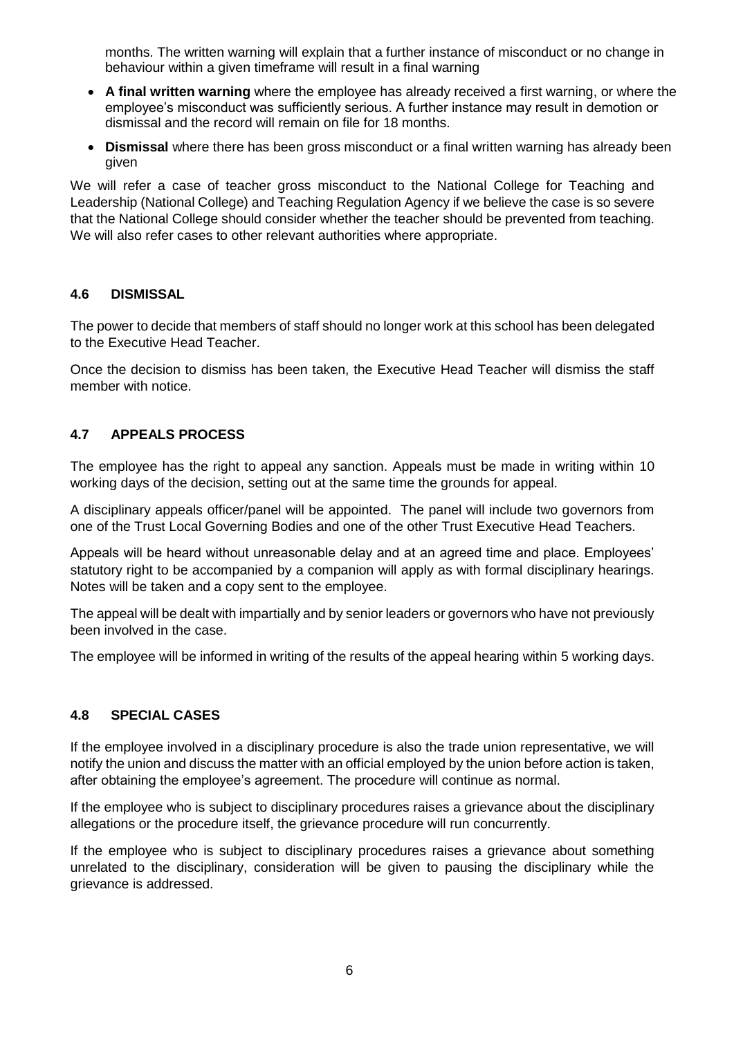months. The written warning will explain that a further instance of misconduct or no change in behaviour within a given timeframe will result in a final warning

- **A final written warning** where the employee has already received a first warning, or where the employee's misconduct was sufficiently serious. A further instance may result in demotion or dismissal and the record will remain on file for 18 months.
- **Dismissal** where there has been gross misconduct or a final written warning has already been given

We will refer a case of teacher gross misconduct to the National College for Teaching and Leadership (National College) and Teaching Regulation Agency if we believe the case is so severe that the National College should consider whether the teacher should be prevented from teaching. We will also refer cases to other relevant authorities where appropriate.

### 4.6 DISMISSAL

The power to decide that members of staff should no longer work at this school has been delegated to the Executive Head Teacher.

Once the decision to dismiss has been taken, the Executive Head Teacher will dismiss the staff member with notice.

### 4.7 APPEALS PROCESS

The employee has the right to appeal any sanction. Appeals must be made in writing within 10 working days of the decision, setting out at the same time the grounds for appeal.

A disciplinary appeals officer/panel will be appointed. The panel will include two governors from one of the Trust Local Governing Bodies and one of the other Trust Executive Head Teachers.

Appeals will be heard without unreasonable delay and at an agreed time and place. Employees' statutory right to be accompanied by a companion will apply as with formal disciplinary hearings. Notes will be taken and a copy sent to the employee.

The appeal will be dealt with impartially and by senior leaders or governors who have not previously been involved in the case.

The employee will be informed in writing of the results of the appeal hearing within 5 working days.

### 4.8 SPECIAL CASES

If the employee involved in a disciplinary procedure is also the trade union representative, we will notify the union and discuss the matter with an official employed by the union before action is taken, after obtaining the employee's agreement. The procedure will continue as normal.

If the employee who is subject to disciplinary procedures raises a grievance about the disciplinary allegations or the procedure itself, the grievance procedure will run concurrently.

If the employee who is subject to disciplinary procedures raises a grievance about something unrelated to the disciplinary, consideration will be given to pausing the disciplinary while the grievance is addressed.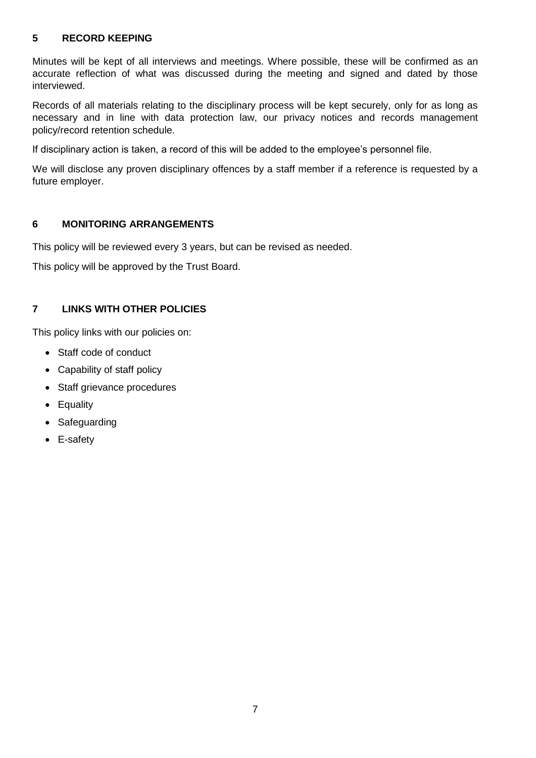## 5 RECORD KEEPING

Minutes will be kept of all interviews and meetings. Where possible, these will be confirmed as an accurate reflection of what was discussed during the meeting and signed and dated by those interviewed.

Records of all materials relating to the disciplinary process will be kept securely, only for as long as necessary and in line with data protection law, our privacy notices and records management policy/record retention schedule.

If disciplinary action is taken, a record of this will be added to the employee's personnel file.

We will disclose any proven disciplinary offences by a staff member if a reference is requested by a future employer.

## 6 MONITORING ARRANGEMENTS

This policy will be reviewed every 3 years, but can be revised as needed.

This policy will be approved by the Trust Board.

## 7 LINKS WITH OTHER POLICIES

This policy links with our policies on:

- Staff code of conduct
- Capability of staff policy
- Staff grievance procedures
- Equality
- Safeguarding
- E-safety